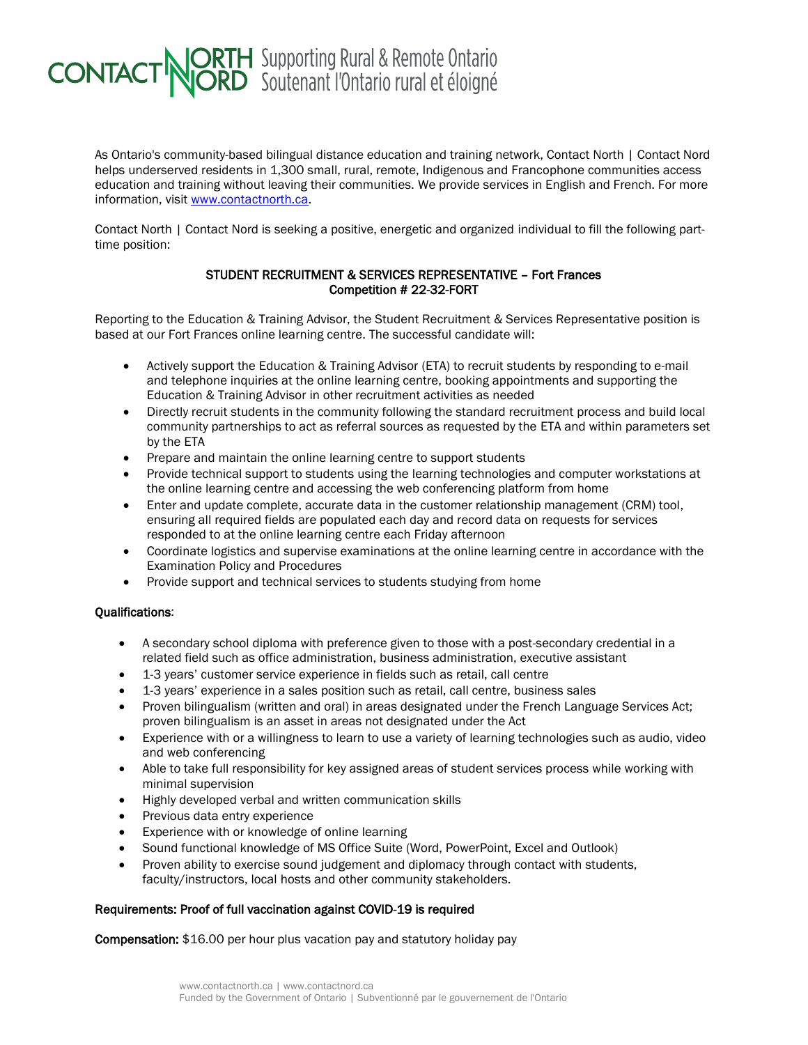CONTACT NORTH | NORD Supporting Rural & Remote Ontario
Soutenant l'Ontario rural et éloigné

As Ontario's community-based bilingual distance education and training network, Contact North | Contact Nord helps underserved residents in 1,300 small, rural, remote, Indigenous and Francophone communities access education and training without leaving their communities. We provide services in English and French. For more information, visit www.contactnorth.ca.

Contact North | Contact Nord is seeking a positive, energetic and organized individual to fill the following part-time position:

**STUDENT RECRUITMENT & SERVICES REPRESENTATIVE – Fort Frances**
**Competition # 22-32-FORT**

Reporting to the Education & Training Advisor, the Student Recruitment & Services Representative position is based at our Fort Frances online learning centre. The successful candidate will:

- Actively support the Education & Training Advisor (ETA) to recruit students by responding to e-mail and telephone inquiries at the online learning centre, booking appointments and supporting the Education & Training Advisor in other recruitment activities as needed
- Directly recruit students in the community following the standard recruitment process and build local community partnerships to act as referral sources as requested by the ETA and within parameters set by the ETA
- Prepare and maintain the online learning centre to support students
- Provide technical support to students using the learning technologies and computer workstations at the online learning centre and accessing the web conferencing platform from home
- Enter and update complete, accurate data in the customer relationship management (CRM) tool, ensuring all required fields are populated each day and record data on requests for services responded to at the online learning centre each Friday afternoon
- Coordinate logistics and supervise examinations at the online learning centre in accordance with the Examination Policy and Procedures
- Provide support and technical services to students studying from home

**Qualifications**:

- A secondary school diploma with preference given to those with a post-secondary credential in a related field such as office administration, business administration, executive assistant
- 1-3 years' customer service experience in fields such as retail, call centre
- 1-3 years' experience in a sales position such as retail, call centre, business sales
- Proven bilingualism (written and oral) in areas designated under the French Language Services Act; proven bilingualism is an asset in areas not designated under the Act
- Experience with or a willingness to learn to use a variety of learning technologies such as audio, video and web conferencing
- Able to take full responsibility for key assigned areas of student services process while working with minimal supervision
- Highly developed verbal and written communication skills
- Previous data entry experience
- Experience with or knowledge of online learning
- Sound functional knowledge of MS Office Suite (Word, PowerPoint, Excel and Outlook)
- Proven ability to exercise sound judgement and diplomacy through contact with students, faculty/instructors, local hosts and other community stakeholders.

**Requirements: Proof of full vaccination against COVID-19 is required**

**Compensation:** $16.00 per hour plus vacation pay and statutory holiday pay

www.contactnorth.ca | www.contactnord.ca
Funded by the Government of Ontario | Subventionné par le gouvernement de l'Ontario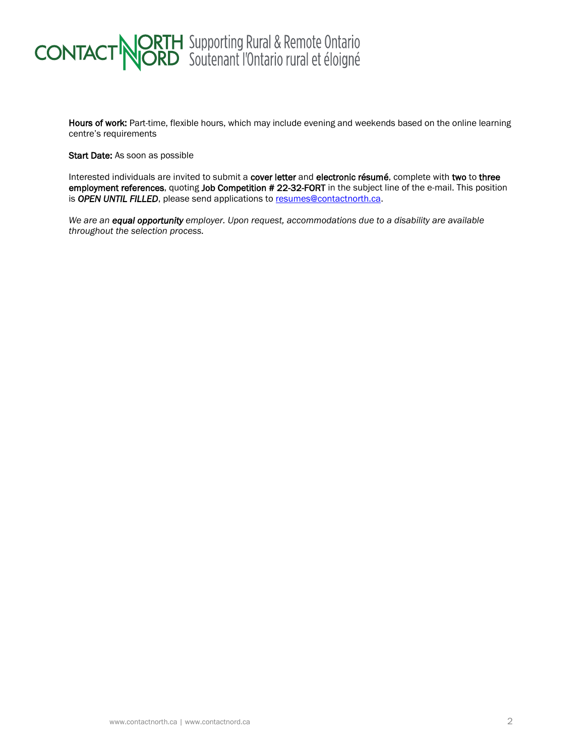**Hours of work:** Part-time, flexible hours, which may include evening and weekends based on the online learning centre's requirements

**Start Date:** As soon as possible

Interested individuals are invited to submit a **cover letter** and **electronic résumé**, complete with **two** to **three employment references**, quoting **Job Competition # 22-32-FORT** in the subject line of the e-mail. This position is ***OPEN UNTIL FILLED***, please send applications to [resumes@contactnorth.ca](mailto:resumes@contactnorth.ca).

*We are an **equal opportunity** employer. Upon request, accommodations due to a disability are available throughout the selection process.*